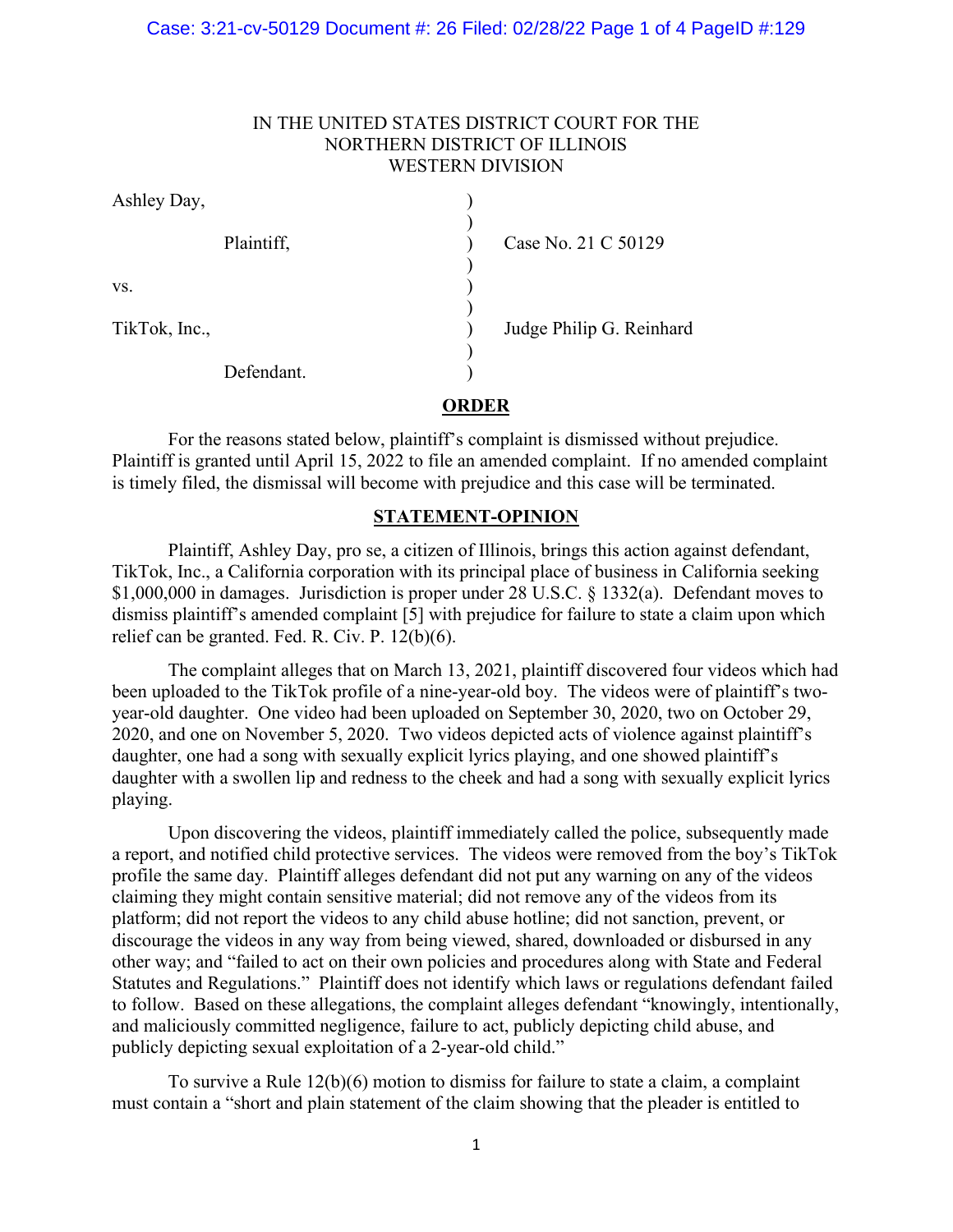IN THE UNITED STATES DISTRICT COURT FOR THE
NORTHERN DISTRICT OF ILLINOIS
WESTERN DIVISION

| | | |
|---|---|---|
| Ashley Day, | ) | |
| Plaintiff, | ) | Case No. 21 C 50129 |
| vs. | ) | |
| TikTok, Inc., | ) | Judge Philip G. Reinhard |
| Defendant. | ) | |

## ORDER

For the reasons stated below, plaintiff's complaint is dismissed without prejudice. Plaintiff is granted until April 15, 2022 to file an amended complaint. If no amended complaint is timely filed, the dismissal will become with prejudice and this case will be terminated.

## STATEMENT-OPINION

Plaintiff, Ashley Day, pro se, a citizen of Illinois, brings this action against defendant, TikTok, Inc., a California corporation with its principal place of business in California seeking $1,000,000 in damages. Jurisdiction is proper under 28 U.S.C. § 1332(a). Defendant moves to dismiss plaintiff's amended complaint [5] with prejudice for failure to state a claim upon which relief can be granted. Fed. R. Civ. P. 12(b)(6).

The complaint alleges that on March 13, 2021, plaintiff discovered four videos which had been uploaded to the TikTok profile of a nine-year-old boy. The videos were of plaintiff's two-year-old daughter. One video had been uploaded on September 30, 2020, two on October 29, 2020, and one on November 5, 2020. Two videos depicted acts of violence against plaintiff's daughter, one had a song with sexually explicit lyrics playing, and one showed plaintiff's daughter with a swollen lip and redness to the cheek and had a song with sexually explicit lyrics playing.

Upon discovering the videos, plaintiff immediately called the police, subsequently made a report, and notified child protective services. The videos were removed from the boy's TikTok profile the same day. Plaintiff alleges defendant did not put any warning on any of the videos claiming they might contain sensitive material; did not remove any of the videos from its platform; did not report the videos to any child abuse hotline; did not sanction, prevent, or discourage the videos in any way from being viewed, shared, downloaded or disbursed in any other way; and "failed to act on their own policies and procedures along with State and Federal Statutes and Regulations." Plaintiff does not identify which laws or regulations defendant failed to follow. Based on these allegations, the complaint alleges defendant "knowingly, intentionally, and maliciously committed negligence, failure to act, publicly depicting child abuse, and publicly depicting sexual exploitation of a 2-year-old child."

To survive a Rule 12(b)(6) motion to dismiss for failure to state a claim, a complaint must contain a "short and plain statement of the claim showing that the pleader is entitled to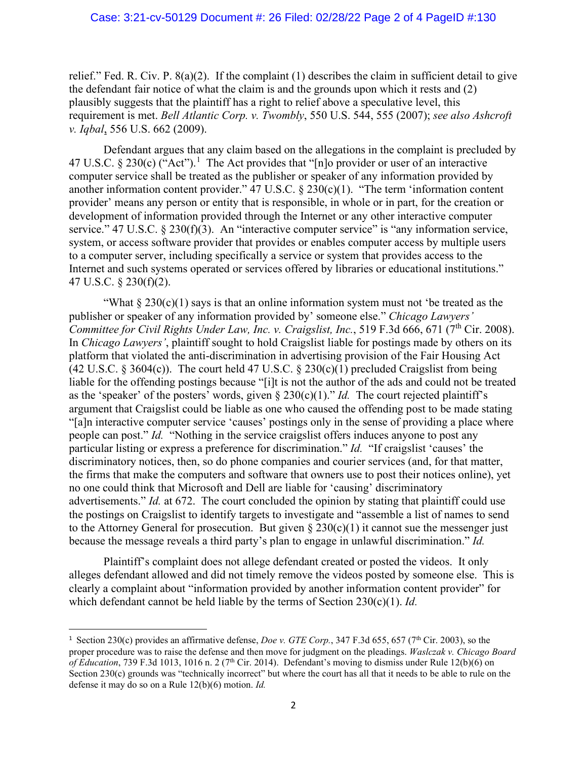relief." Fed. R. Civ. P. 8(a)(2). If the complaint (1) describes the claim in sufficient detail to give the defendant fair notice of what the claim is and the grounds upon which it rests and (2) plausibly suggests that the plaintiff has a right to relief above a speculative level, this requirement is met. *Bell Atlantic Corp. v. Twombly*, 550 U.S. 544, 555 (2007); *see also Ashcroft v. Iqbal*, 556 U.S. 662 (2009).

Defendant argues that any claim based on the allegations in the complaint is precluded by 47 U.S.C. § 230(c) ("Act").[1] The Act provides that "[n]o provider or user of an interactive computer service shall be treated as the publisher or speaker of any information provided by another information content provider." 47 U.S.C. § 230(c)(1). "The term 'information content provider' means any person or entity that is responsible, in whole or in part, for the creation or development of information provided through the Internet or any other interactive computer service." 47 U.S.C. § 230(f)(3). An "interactive computer service" is "any information service, system, or access software provider that provides or enables computer access by multiple users to a computer server, including specifically a service or system that provides access to the Internet and such systems operated or services offered by libraries or educational institutions." 47 U.S.C. § 230(f)(2).

"What § 230(c)(1) says is that an online information system must not 'be treated as the publisher or speaker of any information provided by' someone else." *Chicago Lawyers' Committee for Civil Rights Under Law, Inc. v. Craigslist, Inc.*, 519 F.3d 666, 671 (7th Cir. 2008). In *Chicago Lawyers'*, plaintiff sought to hold Craigslist liable for postings made by others on its platform that violated the anti-discrimination in advertising provision of the Fair Housing Act (42 U.S.C. § 3604(c)). The court held 47 U.S.C. § 230(c)(1) precluded Craigslist from being liable for the offending postings because "[i]t is not the author of the ads and could not be treated as the 'speaker' of the posters' words, given § 230(c)(1)." *Id.* The court rejected plaintiff's argument that Craigslist could be liable as one who caused the offending post to be made stating "[a]n interactive computer service 'causes' postings only in the sense of providing a place where people can post." *Id.* "Nothing in the service craigslist offers induces anyone to post any particular listing or express a preference for discrimination." *Id.* "If craigslist 'causes' the discriminatory notices, then, so do phone companies and courier services (and, for that matter, the firms that make the computers and software that owners use to post their notices online), yet no one could think that Microsoft and Dell are liable for 'causing' discriminatory advertisements." *Id.* at 672. The court concluded the opinion by stating that plaintiff could use the postings on Craigslist to identify targets to investigate and "assemble a list of names to send to the Attorney General for prosecution. But given § 230(c)(1) it cannot sue the messenger just because the message reveals a third party's plan to engage in unlawful discrimination." *Id.*

Plaintiff's complaint does not allege defendant created or posted the videos. It only alleges defendant allowed and did not timely remove the videos posted by someone else. This is clearly a complaint about "information provided by another information content provider" for which defendant cannot be held liable by the terms of Section 230(c)(1). *Id.*

---

[1] Section 230(c) provides an affirmative defense, *Doe v. GTE Corp.*, 347 F.3d 655, 657 (7th Cir. 2003), so the proper procedure was to raise the defense and then move for judgment on the pleadings. *Waslczak v. Chicago Board of Education*, 739 F.3d 1013, 1016 n. 2 (7th Cir. 2014). Defendant's moving to dismiss under Rule 12(b)(6) on Section 230(c) grounds was "technically incorrect" but where the court has all that it needs to be able to rule on the defense it may do so on a Rule 12(b)(6) motion. *Id.*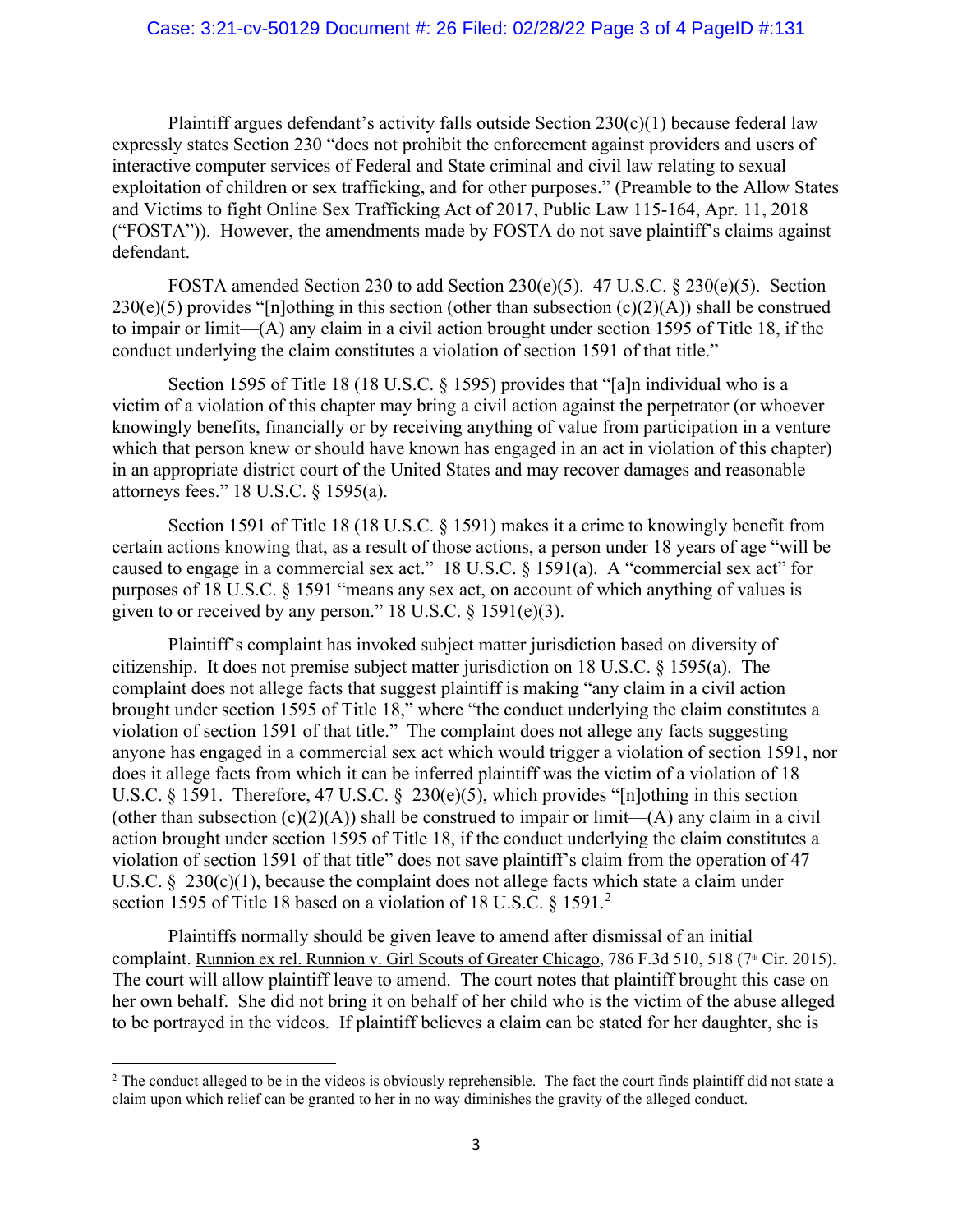Plaintiff argues defendant's activity falls outside Section 230(c)(1) because federal law expressly states Section 230 "does not prohibit the enforcement against providers and users of interactive computer services of Federal and State criminal and civil law relating to sexual exploitation of children or sex trafficking, and for other purposes." (Preamble to the Allow States and Victims to fight Online Sex Trafficking Act of 2017, Public Law 115-164, Apr. 11, 2018 ("FOSTA")). However, the amendments made by FOSTA do not save plaintiff's claims against defendant.

FOSTA amended Section 230 to add Section 230(e)(5). 47 U.S.C. § 230(e)(5). Section 230(e)(5) provides "[n]othing in this section (other than subsection (c)(2)(A)) shall be construed to impair or limit—(A) any claim in a civil action brought under section 1595 of Title 18, if the conduct underlying the claim constitutes a violation of section 1591 of that title."

Section 1595 of Title 18 (18 U.S.C. § 1595) provides that "[a]n individual who is a victim of a violation of this chapter may bring a civil action against the perpetrator (or whoever knowingly benefits, financially or by receiving anything of value from participation in a venture which that person knew or should have known has engaged in an act in violation of this chapter) in an appropriate district court of the United States and may recover damages and reasonable attorneys fees." 18 U.S.C. § 1595(a).

Section 1591 of Title 18 (18 U.S.C. § 1591) makes it a crime to knowingly benefit from certain actions knowing that, as a result of those actions, a person under 18 years of age "will be caused to engage in a commercial sex act." 18 U.S.C. § 1591(a). A "commercial sex act" for purposes of 18 U.S.C. § 1591 "means any sex act, on account of which anything of values is given to or received by any person." 18 U.S.C. § 1591(e)(3).

Plaintiff's complaint has invoked subject matter jurisdiction based on diversity of citizenship. It does not premise subject matter jurisdiction on 18 U.S.C. § 1595(a). The complaint does not allege facts that suggest plaintiff is making "any claim in a civil action brought under section 1595 of Title 18," where "the conduct underlying the claim constitutes a violation of section 1591 of that title." The complaint does not allege any facts suggesting anyone has engaged in a commercial sex act which would trigger a violation of section 1591, nor does it allege facts from which it can be inferred plaintiff was the victim of a violation of 18 U.S.C. § 1591. Therefore, 47 U.S.C. § 230(e)(5), which provides "[n]othing in this section (other than subsection (c)(2)(A)) shall be construed to impair or limit—(A) any claim in a civil action brought under section 1595 of Title 18, if the conduct underlying the claim constitutes a violation of section 1591 of that title" does not save plaintiff's claim from the operation of 47 U.S.C. § 230(c)(1), because the complaint does not allege facts which state a claim under section 1595 of Title 18 based on a violation of 18 U.S.C. § 1591.[2]

Plaintiffs normally should be given leave to amend after dismissal of an initial complaint. Runnion ex rel. Runnion v. Girl Scouts of Greater Chicago, 786 F.3d 510, 518 (7th Cir. 2015). The court will allow plaintiff leave to amend. The court notes that plaintiff brought this case on her own behalf. She did not bring it on behalf of her child who is the victim of the abuse alleged to be portrayed in the videos. If plaintiff believes a claim can be stated for her daughter, she is

[2] The conduct alleged to be in the videos is obviously reprehensible. The fact the court finds plaintiff did not state a claim upon which relief can be granted to her in no way diminishes the gravity of the alleged conduct.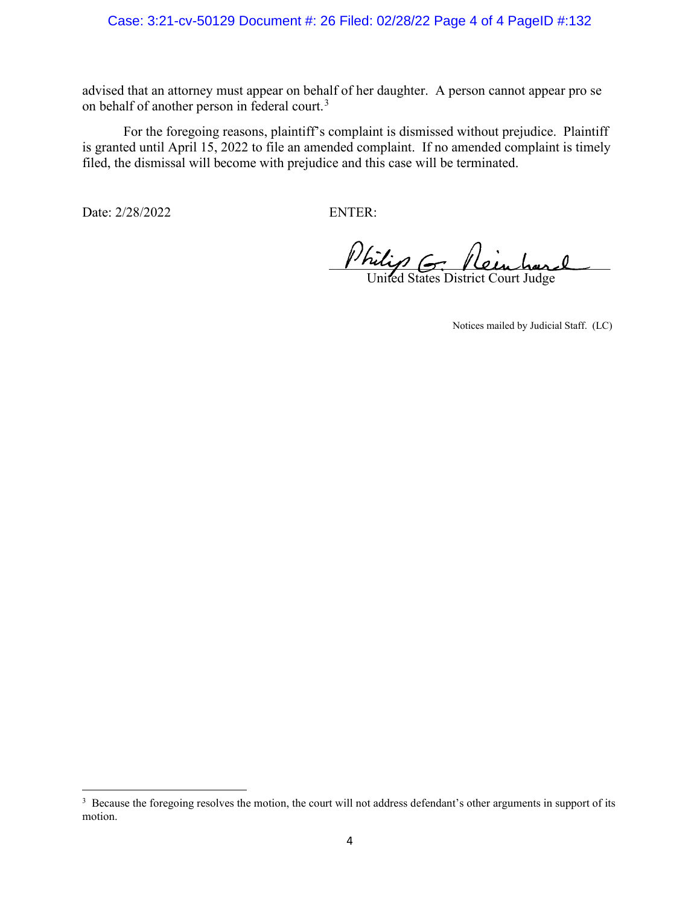advised that an attorney must appear on behalf of her daughter. A person cannot appear pro se on behalf of another person in federal court.[3]

For the foregoing reasons, plaintiff's complaint is dismissed without prejudice. Plaintiff is granted until April 15, 2022 to file an amended complaint. If no amended complaint is timely filed, the dismissal will become with prejudice and this case will be terminated.

Date: 2/28/2022

ENTER:

Philip G. Reinhard
United States District Court Judge

Notices mailed by Judicial Staff. (LC)

[3] Because the foregoing resolves the motion, the court will not address defendant's other arguments in support of its motion.